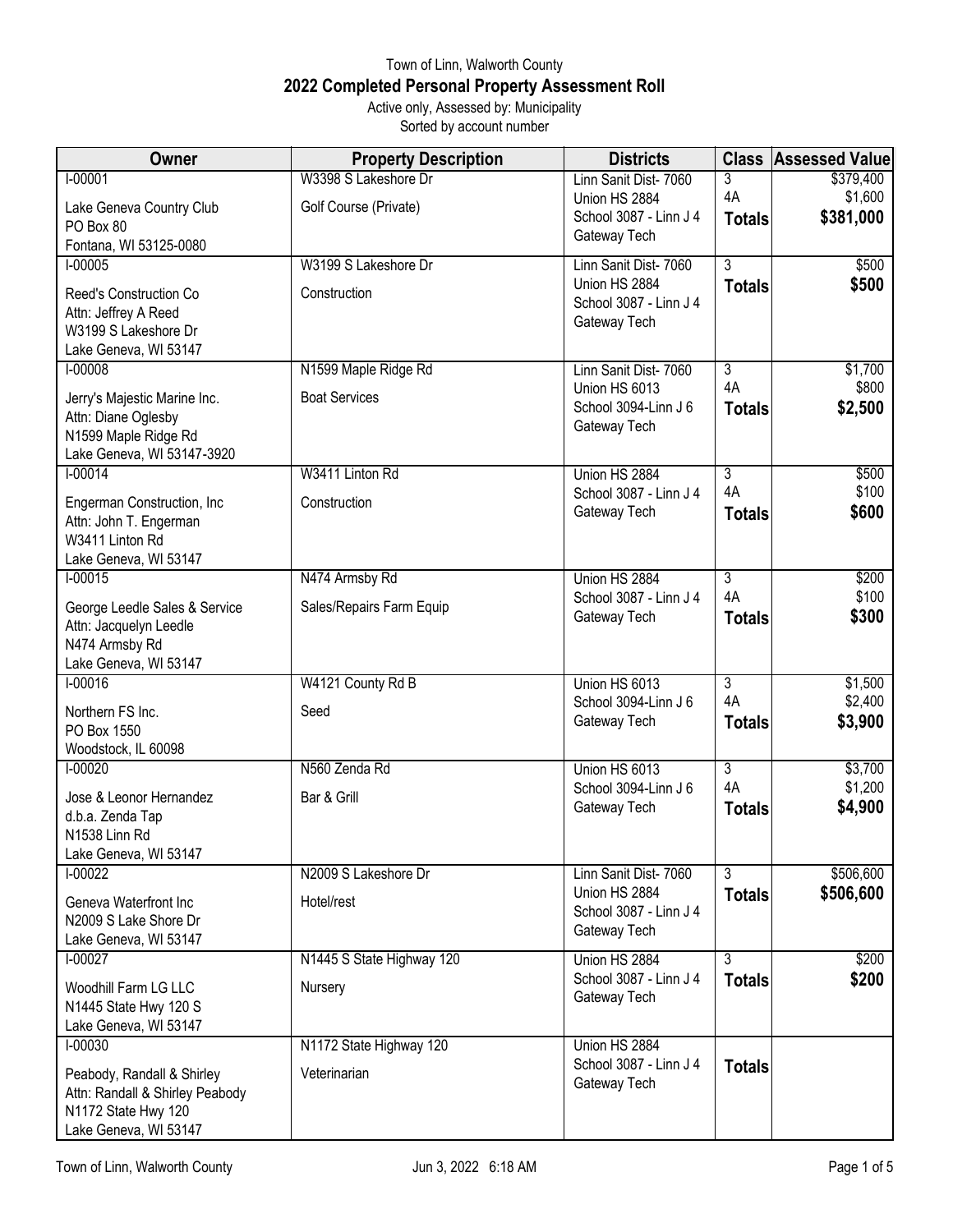# Town of Linn, Walworth County

## 2022 Completed Personal Property Assessment Roll

Active only, Assessed by: Municipality
Sorted by account number

| Owner | Property Description | Districts | Class | Assessed Value |
|---|---|---|---|---|
| I-00001<br>Lake Geneva Country Club<br>PO Box 80<br>Fontana, WI 53125-0080 | W3398 S Lakeshore Dr<br>Golf Course (Private) | Linn Sanit Dist- 7060<br>Union HS 2884<br>School 3087 - Linn J 4<br>Gateway Tech | 3<br>4A<br>**Totals** | $379,400<br>$1,600<br>**$381,000** |
| I-00005<br>Reed's Construction Co<br>Attn: Jeffrey A Reed<br>W3199 S Lakeshore Dr<br>Lake Geneva, WI 53147 | W3199 S Lakeshore Dr<br>Construction | Linn Sanit Dist- 7060<br>Union HS 2884<br>School 3087 - Linn J 4<br>Gateway Tech | 3<br>**Totals** | $500<br>**$500** |
| I-00008<br>Jerry's Majestic Marine Inc.<br>Attn: Diane Oglesby<br>N1599 Maple Ridge Rd<br>Lake Geneva, WI 53147-3920 | N1599 Maple Ridge Rd<br>Boat Services | Linn Sanit Dist- 7060<br>Union HS 6013<br>School 3094-Linn J 6<br>Gateway Tech | 3<br>4A<br>**Totals** | $1,700<br>$800<br>**$2,500** |
| I-00014<br>Engerman Construction, Inc<br>Attn: John T. Engerman<br>W3411 Linton Rd<br>Lake Geneva, WI 53147 | W3411 Linton Rd<br>Construction | Union HS 2884<br>School 3087 - Linn J 4<br>Gateway Tech | 3<br>4A<br>**Totals** | $500<br>$100<br>**$600** |
| I-00015<br>George Leedle Sales & Service<br>Attn: Jacquelyn Leedle<br>N474 Armsby Rd<br>Lake Geneva, WI 53147 | N474 Armsby Rd<br>Sales/Repairs Farm Equip | Union HS 2884<br>School 3087 - Linn J 4<br>Gateway Tech | 3<br>4A<br>**Totals** | $200<br>$100<br>**$300** |
| I-00016<br>Northern FS Inc.<br>PO Box 1550<br>Woodstock, IL 60098 | W4121 County Rd B<br>Seed | Union HS 6013<br>School 3094-Linn J 6<br>Gateway Tech | 3<br>4A<br>**Totals** | $1,500<br>$2,400<br>**$3,900** |
| I-00020<br>Jose & Leonor Hernandez<br>d.b.a. Zenda Tap<br>N1538 Linn Rd<br>Lake Geneva, WI 53147 | N560 Zenda Rd<br>Bar & Grill | Union HS 6013<br>School 3094-Linn J 6<br>Gateway Tech | 3<br>4A<br>**Totals** | $3,700<br>$1,200<br>**$4,900** |
| I-00022<br>Geneva Waterfront Inc<br>N2009 S Lake Shore Dr<br>Lake Geneva, WI 53147 | N2009 S Lakeshore Dr<br>Hotel/rest | Linn Sanit Dist- 7060<br>Union HS 2884<br>School 3087 - Linn J 4<br>Gateway Tech | 3<br>**Totals** | $506,600<br>**$506,600** |
| I-00027<br>Woodhill Farm LG LLC<br>N1445 State Hwy 120 S<br>Lake Geneva, WI 53147 | N1445 S State Highway 120<br>Nursery | Union HS 2884<br>School 3087 - Linn J 4<br>Gateway Tech | 3<br>**Totals** | $200<br>**$200** |
| I-00030<br>Peabody, Randall & Shirley<br>Attn: Randall & Shirley Peabody<br>N1172 State Hwy 120<br>Lake Geneva, WI 53147 | N1172 State Highway 120<br>Veterinarian | Union HS 2884<br>School 3087 - Linn J 4<br>Gateway Tech | **Totals** | |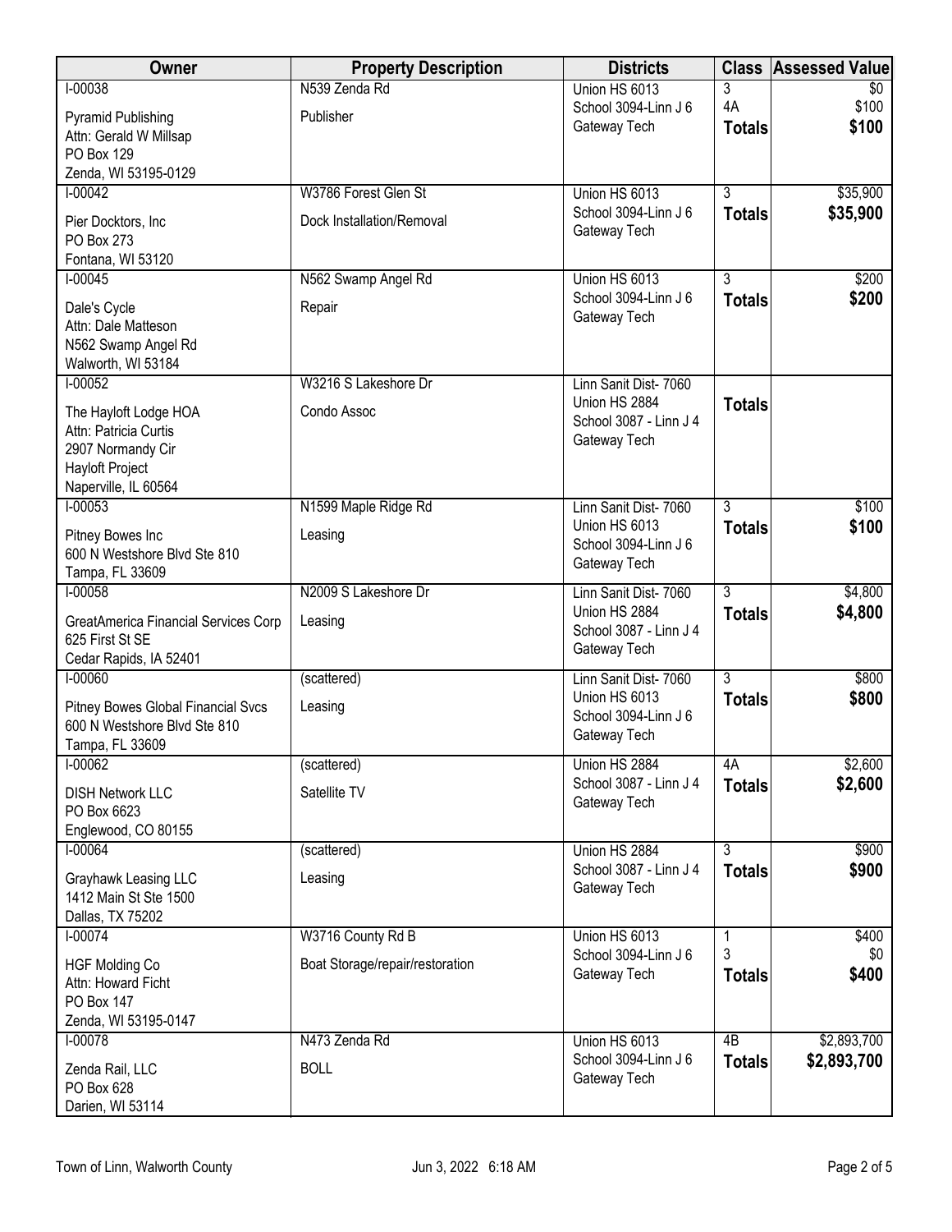| Owner | Property Description | Districts | Class | Assessed Value |
|---|---|---|---|---|
| I-00038<br>Pyramid Publishing<br>Attn: Gerald W Millsap<br>PO Box 129<br>Zenda, WI 53195-0129 | N539 Zenda Rd<br>Publisher | Union HS 6013<br>School 3094-Linn J 6<br>Gateway Tech | 3<br>4A<br>**Totals** | $0<br>$100<br>**$100** |
| I-00042<br>Pier Docktors, Inc<br>PO Box 273<br>Fontana, WI 53120 | W3786 Forest Glen St<br>Dock Installation/Removal | Union HS 6013<br>School 3094-Linn J 6<br>Gateway Tech | 3<br>**Totals** | $35,900<br>**$35,900** |
| I-00045<br>Dale's Cycle<br>Attn: Dale Matteson<br>N562 Swamp Angel Rd<br>Walworth, WI 53184 | N562 Swamp Angel Rd<br>Repair | Union HS 6013<br>School 3094-Linn J 6<br>Gateway Tech | 3<br>**Totals** | $200<br>**$200** |
| I-00052<br>The Hayloft Lodge HOA<br>Attn: Patricia Curtis<br>2907 Normandy Cir<br>Hayloft Project<br>Naperville, IL 60564 | W3216 S Lakeshore Dr<br>Condo Assoc | Linn Sanit Dist- 7060<br>Union HS 2884<br>School 3087 - Linn J 4<br>Gateway Tech | **Totals** | |
| I-00053<br>Pitney Bowes Inc<br>600 N Westshore Blvd Ste 810<br>Tampa, FL 33609 | N1599 Maple Ridge Rd<br>Leasing | Linn Sanit Dist- 7060<br>Union HS 6013<br>School 3094-Linn J 6<br>Gateway Tech | 3<br>**Totals** | $100<br>**$100** |
| I-00058<br>GreatAmerica Financial Services Corp<br>625 First St SE<br>Cedar Rapids, IA 52401 | N2009 S Lakeshore Dr<br>Leasing | Linn Sanit Dist- 7060<br>Union HS 2884<br>School 3087 - Linn J 4<br>Gateway Tech | 3<br>**Totals** | $4,800<br>**$4,800** |
| I-00060<br>Pitney Bowes Global Financial Svcs<br>600 N Westshore Blvd Ste 810<br>Tampa, FL 33609 | (scattered)<br>Leasing | Linn Sanit Dist- 7060<br>Union HS 6013<br>School 3094-Linn J 6<br>Gateway Tech | 3<br>**Totals** | $800<br>**$800** |
| I-00062<br>DISH Network LLC<br>PO Box 6623<br>Englewood, CO 80155 | (scattered)<br>Satellite TV | Union HS 2884<br>School 3087 - Linn J 4<br>Gateway Tech | 4A<br>**Totals** | $2,600<br>**$2,600** |
| I-00064<br>Grayhawk Leasing LLC<br>1412 Main St Ste 1500<br>Dallas, TX 75202 | (scattered)<br>Leasing | Union HS 2884<br>School 3087 - Linn J 4<br>Gateway Tech | 3<br>**Totals** | $900<br>**$900** |
| I-00074<br>HGF Molding Co<br>Attn: Howard Ficht<br>PO Box 147<br>Zenda, WI 53195-0147 | W3716 County Rd B<br>Boat Storage/repair/restoration | Union HS 6013<br>School 3094-Linn J 6<br>Gateway Tech | 1<br>3<br>**Totals** | $400<br>$0<br>**$400** |
| I-00078<br>Zenda Rail, LLC<br>PO Box 628<br>Darien, WI 53114 | N473 Zenda Rd<br>BOLL | Union HS 6013<br>School 3094-Linn J 6<br>Gateway Tech | 4B<br>**Totals** | $2,893,700<br>**$2,893,700** |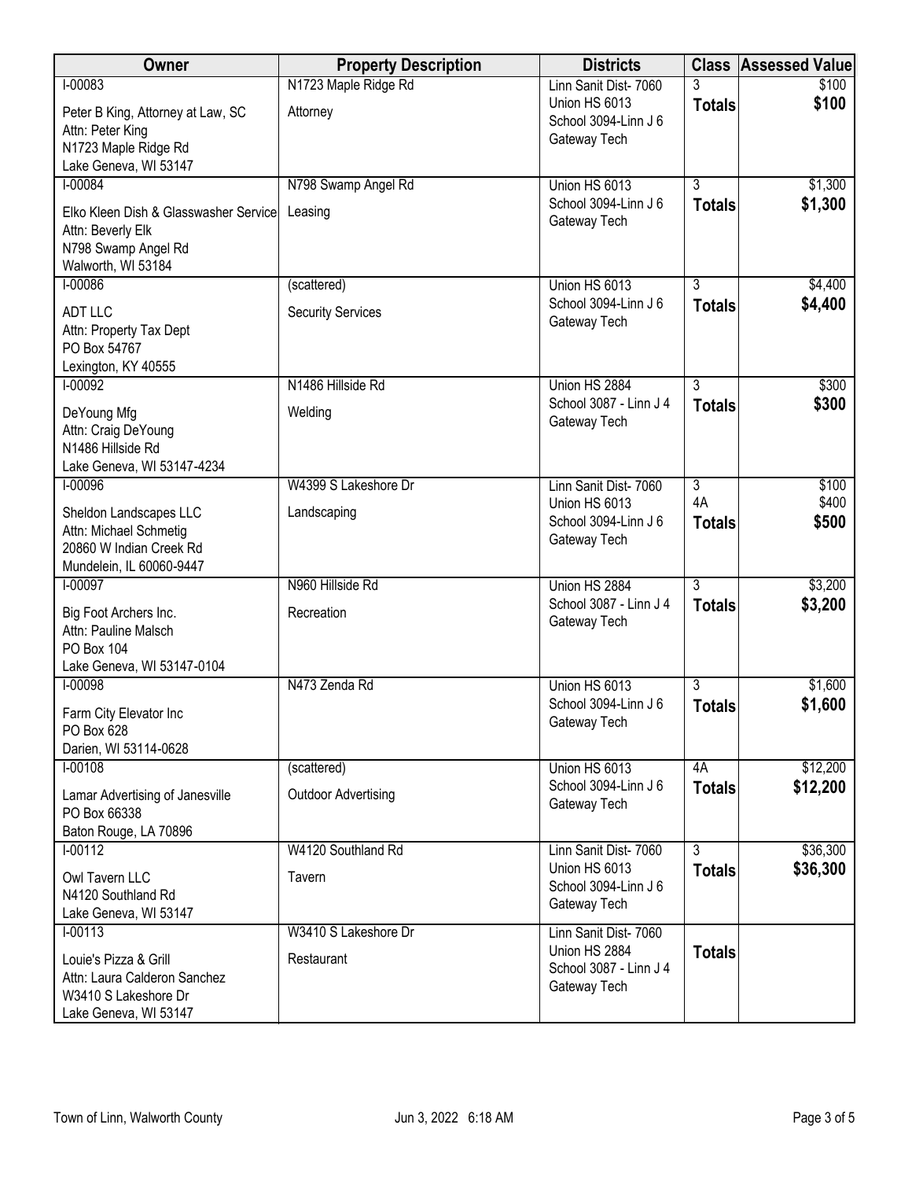| Owner | Property Description | Districts | Class | Assessed Value |
|---|---|---|---|---|
| I-00083<br>Peter B King, Attorney at Law, SC<br>Attn: Peter King<br>N1723 Maple Ridge Rd<br>Lake Geneva, WI 53147 | N1723 Maple Ridge Rd<br>Attorney | Linn Sanit Dist- 7060<br>Union HS 6013<br>School 3094-Linn J 6<br>Gateway Tech | 3<br>**Totals** | $100<br>**$100** |
| I-00084<br>Elko Kleen Dish & Glasswasher Service<br>Attn: Beverly Elk<br>N798 Swamp Angel Rd<br>Walworth, WI 53184 | N798 Swamp Angel Rd<br>Leasing | Union HS 6013<br>School 3094-Linn J 6<br>Gateway Tech | 3<br>**Totals** | $1,300<br>**$1,300** |
| I-00086<br>ADT LLC<br>Attn: Property Tax Dept<br>PO Box 54767<br>Lexington, KY 40555 | (scattered)<br>Security Services | Union HS 6013<br>School 3094-Linn J 6<br>Gateway Tech | 3<br>**Totals** | $4,400<br>**$4,400** |
| I-00092<br>DeYoung Mfg<br>Attn: Craig DeYoung<br>N1486 Hillside Rd<br>Lake Geneva, WI 53147-4234 | N1486 Hillside Rd<br>Welding | Union HS 2884<br>School 3087 - Linn J 4<br>Gateway Tech | 3<br>**Totals** | $300<br>**$300** |
| I-00096<br>Sheldon Landscapes LLC<br>Attn: Michael Schmetig<br>20860 W Indian Creek Rd<br>Mundelein, IL 60060-9447 | W4399 S Lakeshore Dr<br>Landscaping | Linn Sanit Dist- 7060<br>Union HS 6013<br>School 3094-Linn J 6<br>Gateway Tech | 3<br>4A<br>**Totals** | $100<br>$400<br>**$500** |
| I-00097<br>Big Foot Archers Inc.<br>Attn: Pauline Malsch<br>PO Box 104<br>Lake Geneva, WI 53147-0104 | N960 Hillside Rd<br>Recreation | Union HS 2884<br>School 3087 - Linn J 4<br>Gateway Tech | 3<br>**Totals** | $3,200<br>**$3,200** |
| I-00098<br>Farm City Elevator Inc<br>PO Box 628<br>Darien, WI 53114-0628 | N473 Zenda Rd | Union HS 6013<br>School 3094-Linn J 6<br>Gateway Tech | 3<br>**Totals** | $1,600<br>**$1,600** |
| I-00108<br>Lamar Advertising of Janesville<br>PO Box 66338<br>Baton Rouge, LA 70896 | (scattered)<br>Outdoor Advertising | Union HS 6013<br>School 3094-Linn J 6<br>Gateway Tech | 4A<br>**Totals** | $12,200<br>**$12,200** |
| I-00112<br>Owl Tavern LLC<br>N4120 Southland Rd<br>Lake Geneva, WI 53147 | W4120 Southland Rd<br>Tavern | Linn Sanit Dist- 7060<br>Union HS 6013<br>School 3094-Linn J 6<br>Gateway Tech | 3<br>**Totals** | $36,300<br>**$36,300** |
| I-00113<br>Louie's Pizza & Grill<br>Attn: Laura Calderon Sanchez<br>W3410 S Lakeshore Dr<br>Lake Geneva, WI 53147 | W3410 S Lakeshore Dr<br>Restaurant | Linn Sanit Dist- 7060<br>Union HS 2884<br>School 3087 - Linn J 4<br>Gateway Tech | **Totals** | |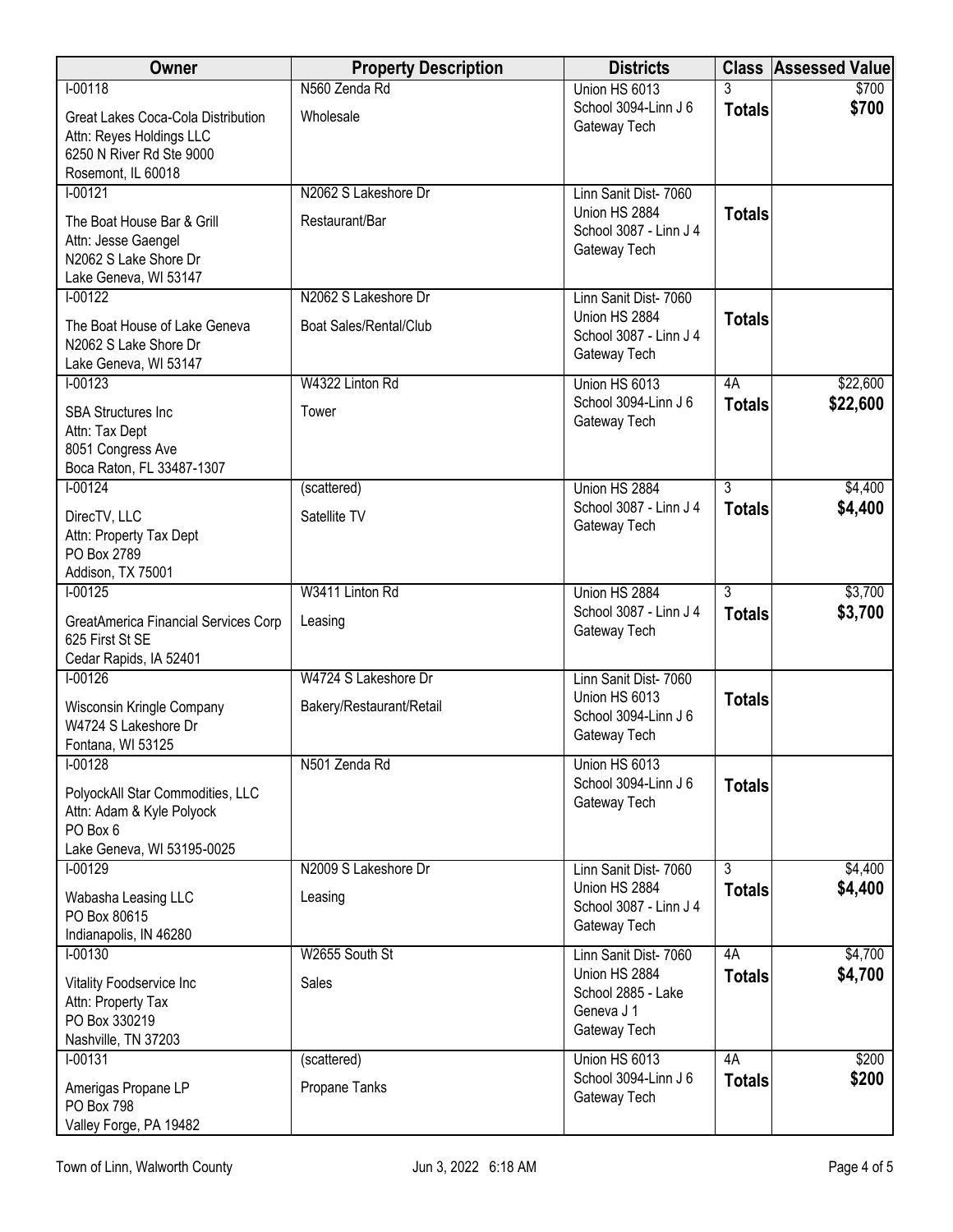| Owner | Property Description | Districts | Class | Assessed Value |
|---|---|---|---|---|
| I-00118<br>Great Lakes Coca-Cola Distribution<br>Attn: Reyes Holdings LLC<br>6250 N River Rd Ste 9000<br>Rosemont, IL 60018 | N560 Zenda Rd<br>Wholesale | Union HS 6013<br>School 3094-Linn J 6<br>Gateway Tech | 3<br>**Totals** | $700<br>**$700** |
| I-00121<br>The Boat House Bar & Grill<br>Attn: Jesse Gaengel<br>N2062 S Lake Shore Dr<br>Lake Geneva, WI 53147 | N2062 S Lakeshore Dr<br>Restaurant/Bar | Linn Sanit Dist- 7060<br>Union HS 2884<br>School 3087 - Linn J 4<br>Gateway Tech | **Totals** | |
| I-00122<br>The Boat House of Lake Geneva<br>N2062 S Lake Shore Dr<br>Lake Geneva, WI 53147 | N2062 S Lakeshore Dr<br>Boat Sales/Rental/Club | Linn Sanit Dist- 7060<br>Union HS 2884<br>School 3087 - Linn J 4<br>Gateway Tech | **Totals** | |
| I-00123<br>SBA Structures Inc<br>Attn: Tax Dept<br>8051 Congress Ave<br>Boca Raton, FL 33487-1307 | W4322 Linton Rd<br>Tower | Union HS 6013<br>School 3094-Linn J 6<br>Gateway Tech | 4A<br>**Totals** | $22,600<br>**$22,600** |
| I-00124<br>DirecTV, LLC<br>Attn: Property Tax Dept<br>PO Box 2789<br>Addison, TX 75001 | (scattered)<br>Satellite TV | Union HS 2884<br>School 3087 - Linn J 4<br>Gateway Tech | 3<br>**Totals** | $4,400<br>**$4,400** |
| I-00125<br>GreatAmerica Financial Services Corp<br>625 First St SE<br>Cedar Rapids, IA 52401 | W3411 Linton Rd<br>Leasing | Union HS 2884<br>School 3087 - Linn J 4<br>Gateway Tech | 3<br>**Totals** | $3,700<br>**$3,700** |
| I-00126<br>Wisconsin Kringle Company<br>W4724 S Lakeshore Dr<br>Fontana, WI 53125 | W4724 S Lakeshore Dr<br>Bakery/Restaurant/Retail | Linn Sanit Dist- 7060<br>Union HS 6013<br>School 3094-Linn J 6<br>Gateway Tech | **Totals** | |
| I-00128<br>PolyockAll Star Commodities, LLC<br>Attn: Adam & Kyle Polyock<br>PO Box 6<br>Lake Geneva, WI 53195-0025 | N501 Zenda Rd | Union HS 6013<br>School 3094-Linn J 6<br>Gateway Tech | **Totals** | |
| I-00129<br>Wabasha Leasing LLC<br>PO Box 80615<br>Indianapolis, IN 46280 | N2009 S Lakeshore Dr<br>Leasing | Linn Sanit Dist- 7060<br>Union HS 2884<br>School 3087 - Linn J 4<br>Gateway Tech | 3<br>**Totals** | $4,400<br>**$4,400** |
| I-00130<br>Vitality Foodservice Inc<br>Attn: Property Tax<br>PO Box 330219<br>Nashville, TN 37203 | W2655 South St<br>Sales | Linn Sanit Dist- 7060<br>Union HS 2884<br>School 2885 - Lake Geneva J 1<br>Gateway Tech | 4A<br>**Totals** | $4,700<br>**$4,700** |
| I-00131<br>Amerigas Propane LP<br>PO Box 798<br>Valley Forge, PA 19482 | (scattered)<br>Propane Tanks | Union HS 6013<br>School 3094-Linn J 6<br>Gateway Tech | 4A<br>**Totals** | $200<br>**$200** |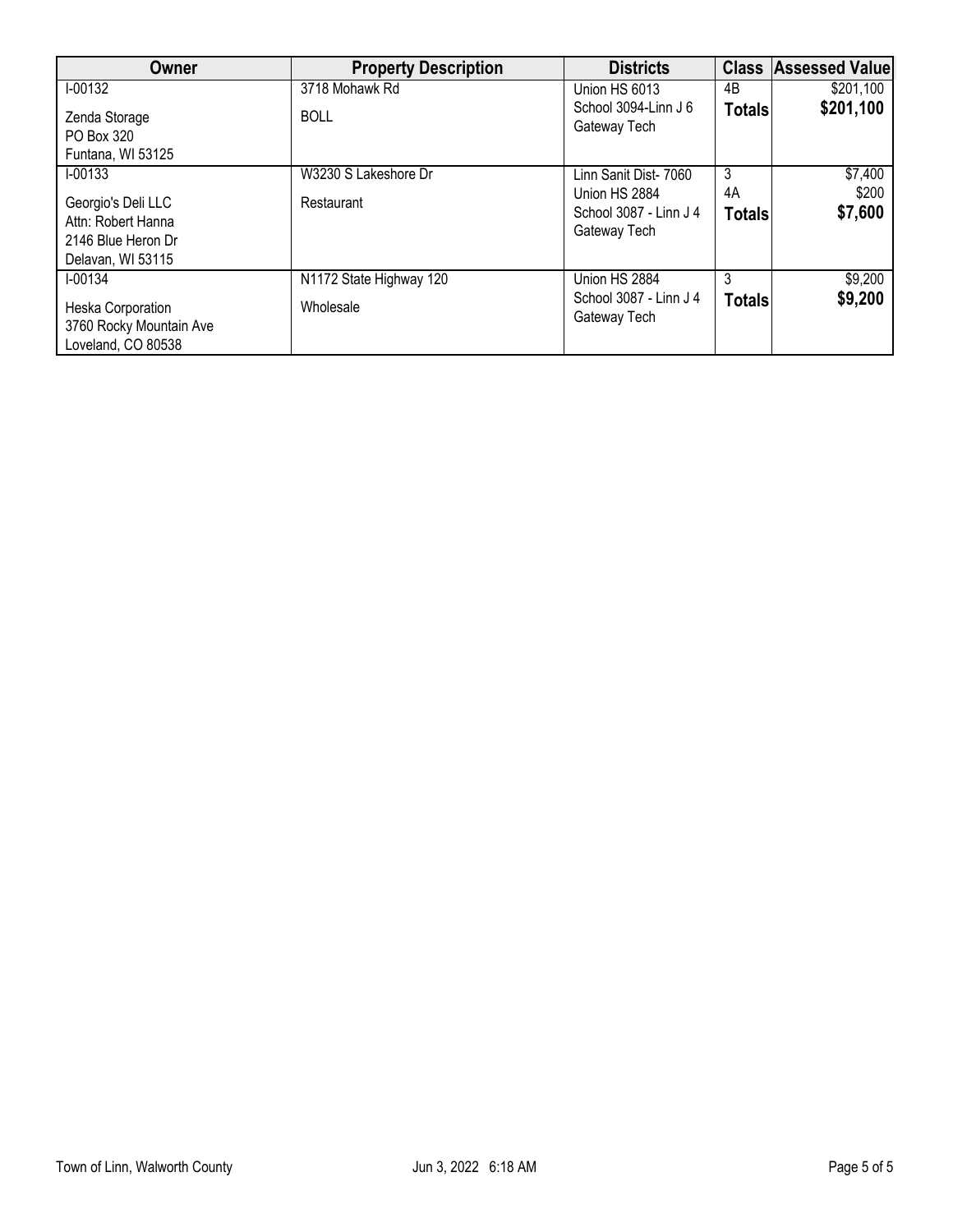| Owner | Property Description | Districts | Class | Assessed Value |
|---|---|---|---|---|
| I-00132<br>Zenda Storage<br>PO Box 320<br>Funtana, WI 53125 | 3718 Mohawk Rd<br>BOLL | Union HS 6013<br>School 3094-Linn J 6<br>Gateway Tech | 4B<br>**Totals** | $201,100<br>**$201,100** |
| I-00133<br>Georgio's Deli LLC<br>Attn: Robert Hanna<br>2146 Blue Heron Dr<br>Delavan, WI 53115 | W3230 S Lakeshore Dr<br>Restaurant | Linn Sanit Dist- 7060<br>Union HS 2884<br>School 3087 - Linn J 4<br>Gateway Tech | 3<br>4A<br>**Totals** | $7,400<br>$200<br>**$7,600** |
| I-00134<br>Heska Corporation<br>3760 Rocky Mountain Ave<br>Loveland, CO 80538 | N1172 State Highway 120<br>Wholesale | Union HS 2884<br>School 3087 - Linn J 4<br>Gateway Tech | 3<br>**Totals** | $9,200<br>**$9,200** |